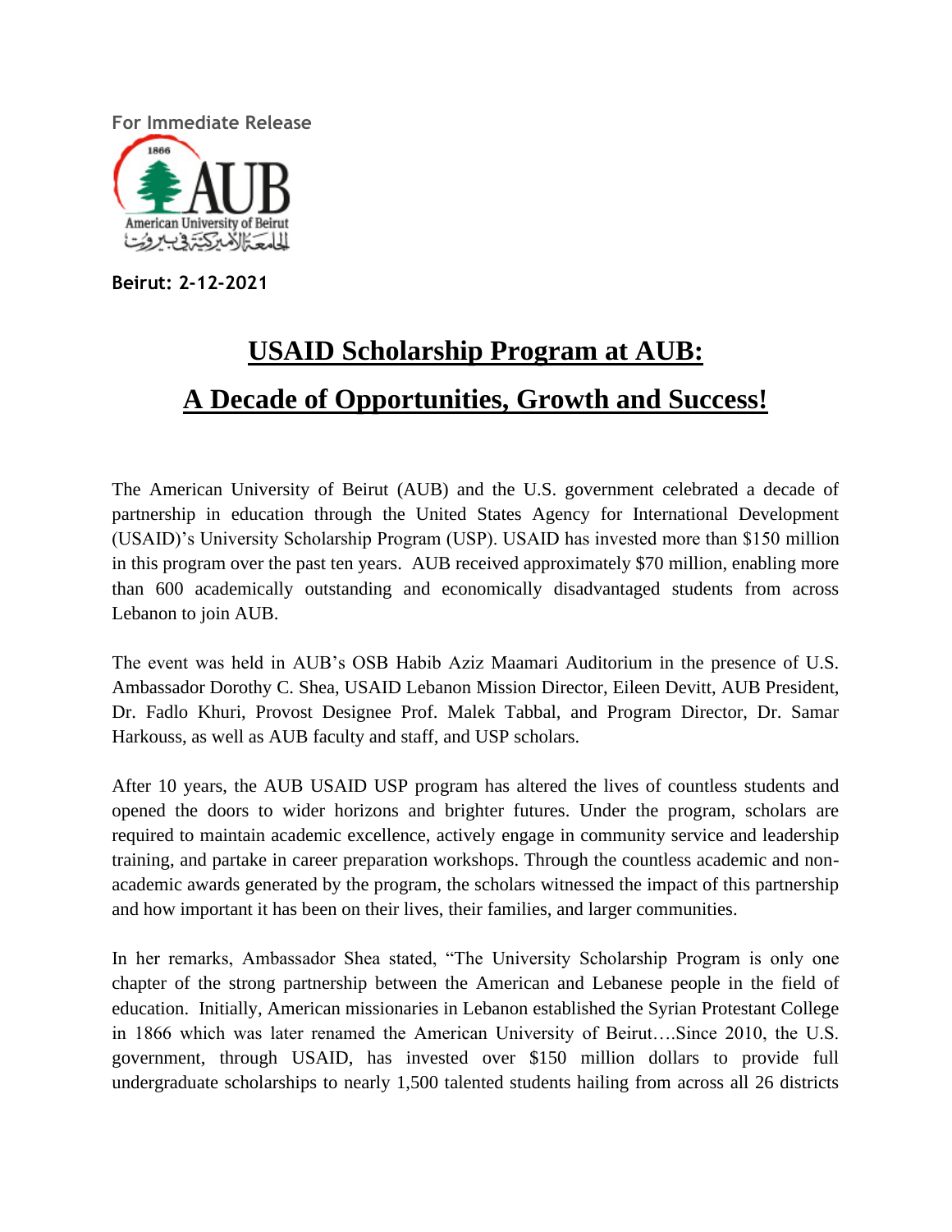For Immediate Release

Beirut: 2-12-2021

# USAID Scholarship Program at AUB: A Decade of Opportunities, Growth and Success!

The American University of Beirut (AUB) and the U.S. government celebrated a decade of partnership in education through the United States Agency for International Development (USAID)'s University Scholarship Program (USP). USAID has invested more than $150 million in this program over the past ten years. AUB received approximately $70 million, enabling more than 600 academically outstanding and economically disadvantaged students from across Lebanon to join AUB.

The event was held in AUB's OSB Habib Aziz Maamari Auditorium in the presence of U.S. Ambassador Dorothy C. Shea, USAID Lebanon Mission Director, Eileen Devitt, AUB President, Dr. Fadlo Khuri, Provost Designee Prof. Malek Tabbal, and Program Director, Dr. Samar Harkouss, as well as AUB faculty and staff, and USP scholars.

After 10 years, the AUB USAID USP program has altered the lives of countless students and opened the doors to wider horizons and brighter futures. Under the program, scholars are required to maintain academic excellence, actively engage in community service and leadership training, and partake in career preparation workshops. Through the countless academic and non-academic awards generated by the program, the scholars witnessed the impact of this partnership and how important it has been on their lives, their families, and larger communities.

In her remarks, Ambassador Shea stated, "The University Scholarship Program is only one chapter of the strong partnership between the American and Lebanese people in the field of education. Initially, American missionaries in Lebanon established the Syrian Protestant College in 1866 which was later renamed the American University of Beirut….Since 2010, the U.S. government, through USAID, has invested over $150 million dollars to provide full undergraduate scholarships to nearly 1,500 talented students hailing from across all 26 districts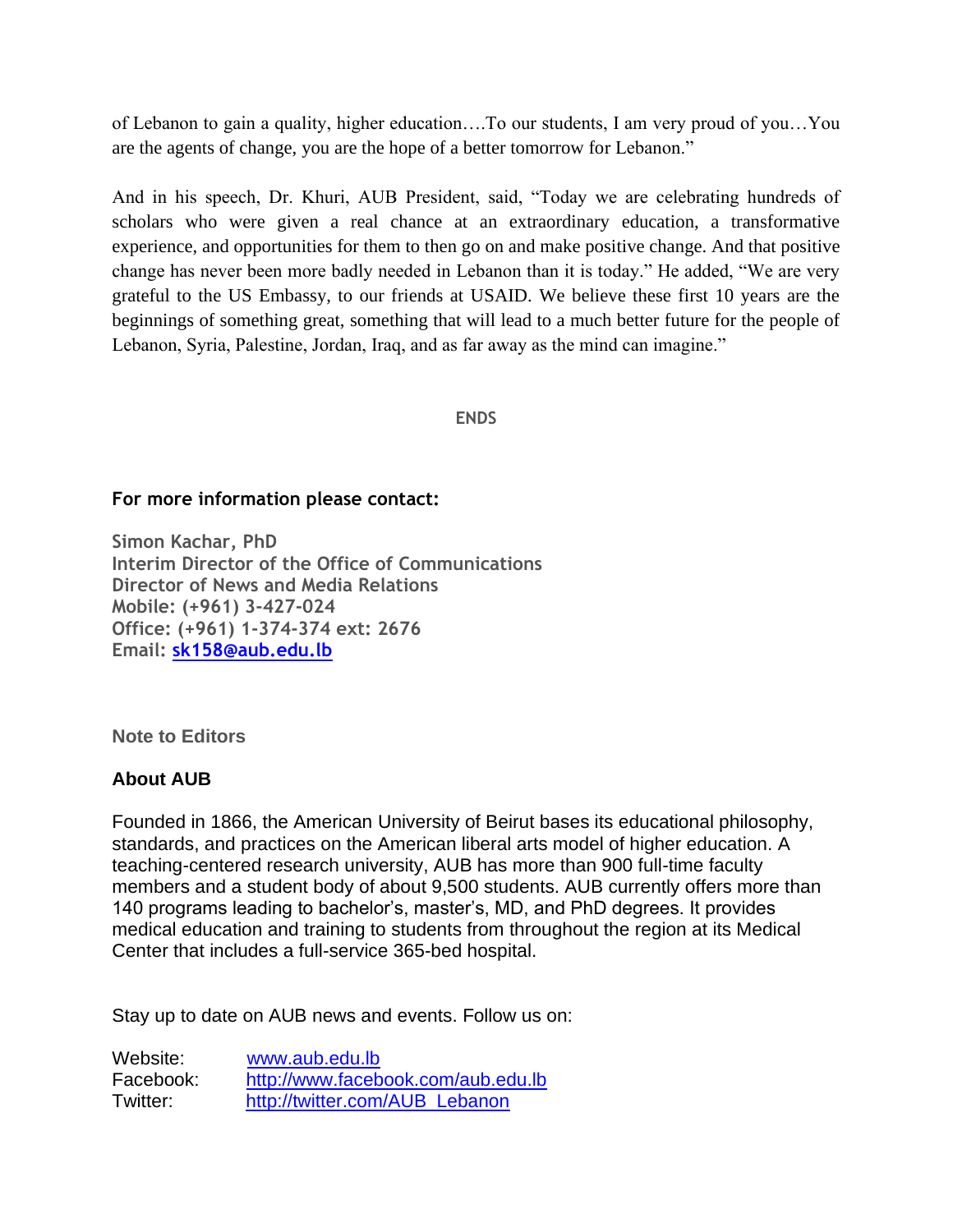of Lebanon to gain a quality, higher education….To our students, I am very proud of you…You are the agents of change, you are the hope of a better tomorrow for Lebanon."

And in his speech, Dr. Khuri, AUB President, said, "Today we are celebrating hundreds of scholars who were given a real chance at an extraordinary education, a transformative experience, and opportunities for them to then go on and make positive change. And that positive change has never been more badly needed in Lebanon than it is today." He added, "We are very grateful to the US Embassy, to our friends at USAID. We believe these first 10 years are the beginnings of something great, something that will lead to a much better future for the people of Lebanon, Syria, Palestine, Jordan, Iraq, and as far away as the mind can imagine."

**ENDS**

**For more information please contact:**

**Simon Kachar, PhD**
**Interim Director of the Office of Communications**
**Director of News and Media Relations**
**Mobile: (+961) 3-427-024**
**Office: (+961) 1-374-374 ext: 2676**
**Email: sk158@aub.edu.lb**

**Note to Editors**

**About AUB**

Founded in 1866, the American University of Beirut bases its educational philosophy, standards, and practices on the American liberal arts model of higher education. A teaching-centered research university, AUB has more than 900 full-time faculty members and a student body of about 9,500 students. AUB currently offers more than 140 programs leading to bachelor's, master's, MD, and PhD degrees. It provides medical education and training to students from throughout the region at its Medical Center that includes a full-service 365-bed hospital.

Stay up to date on AUB news and events. Follow us on:

Website: www.aub.edu.lb
Facebook: http://www.facebook.com/aub.edu.lb
Twitter: http://twitter.com/AUB_Lebanon